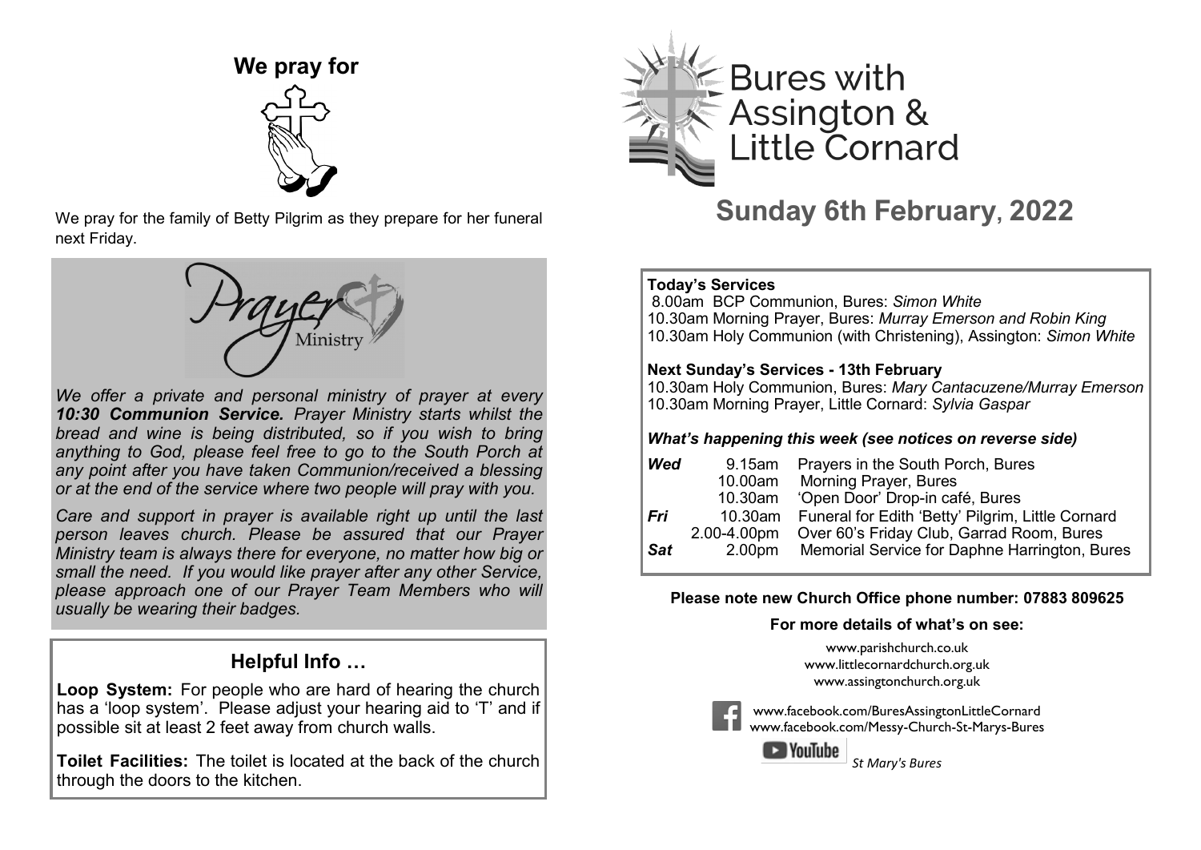## We pray for

We pray for the family of Betty Pilgrim as they prepare for her funeral next Friday.

### Prayer Ministry

*We offer a private and personal ministry of prayer at every **10:30 Communion Service.** Prayer Ministry starts whilst the bread and wine is being distributed, so if you wish to bring anything to God, please feel free to go to the South Porch at any point after you have taken Communion/received a blessing or at the end of the service where two people will pray with you.*

*Care and support in prayer is available right up until the last person leaves church. Please be assured that our Prayer Ministry team is always there for everyone, no matter how big or small the need. If you would like prayer after any other Service, please approach one of our Prayer Team Members who will usually be wearing their badges.*

### Helpful Info …

**Loop System:** For people who are hard of hearing the church has a 'loop system'. Please adjust your hearing aid to 'T' and if possible sit at least 2 feet away from church walls.

**Toilet Facilities:** The toilet is located at the back of the church through the doors to the kitchen.

# Bures with Assington & Little Cornard

# Sunday 6th February, 2022

**Today's Services**
8.00am BCP Communion, Bures: *Simon White*
10.30am Morning Prayer, Bures: *Murray Emerson and Robin King*
10.30am Holy Communion (with Christening), Assington: *Simon White*

**Next Sunday's Services - 13th February**
10.30am Holy Communion, Bures: *Mary Cantacuzene/Murray Emerson*
10.30am Morning Prayer, Little Cornard: *Sylvia Gaspar*

***What's happening this week (see notices on reverse side)***

| | | |
|---|---|---|
| ***Wed*** | 9.15am | Prayers in the South Porch, Bures |
| | 10.00am | Morning Prayer, Bures |
| | 10.30am | 'Open Door' Drop-in café, Bures |
| ***Fri*** | 10.30am | Funeral for Edith 'Betty' Pilgrim, Little Cornard |
| | 2.00-4.00pm | Over 60's Friday Club, Garrad Room, Bures |
| ***Sat*** | 2.00pm | Memorial Service for Daphne Harrington, Bures |

**Please note new Church Office phone number: 07883 809625**

**For more details of what's on see:**

www.parishchurch.co.uk
www.littlecornardchurch.org.uk
www.assingtonchurch.org.uk

www.facebook.com/BuresAssingtonLittleCornard
www.facebook.com/Messy-Church-St-Marys-Bures

YouTube *St Mary's Bures*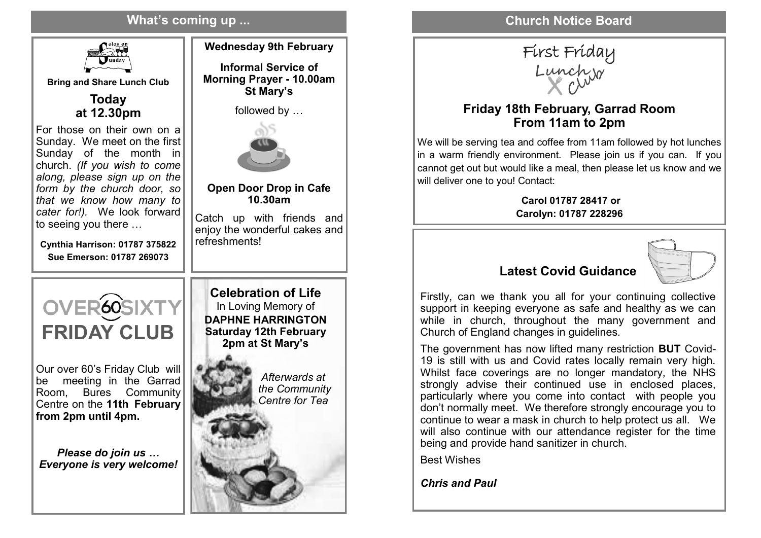## What's coming up ...

Solos on Sunday

**Bring and Share Lunch Club**

### Today at 12.30pm

For those on their own on a Sunday. We meet on the first Sunday of the month in church. *(If you wish to come along, please sign up on the form by the church door, so that we know how many to cater for!).* We look forward to seeing you there …

**Cynthia Harrison: 01787 375822**
**Sue Emerson: 01787 269073**

**Wednesday 9th February**

**Informal Service of Morning Prayer - 10.00am St Mary's**

followed by …

**Open Door Drop in Cafe 10.30am**

Catch up with friends and enjoy the wonderful cakes and refreshments!

### OVER SIXTY FRIDAY CLUB

Our over 60's Friday Club will be meeting in the Garrad Room, Bures Community Centre on the **11th February from 2pm until 4pm.**

***Please do join us … Everyone is very welcome!***

### Celebration of Life

In Loving Memory of

**DAPHNE HARRINGTON**
**Saturday 12th February**
**2pm at St Mary's**

*Afterwards at the Community Centre for Tea*

## Church Notice Board

First Friday Lunch Club

### Friday 18th February, Garrad Room From 11am to 2pm

We will be serving tea and coffee from 11am followed by hot lunches in a warm friendly environment. Please join us if you can. If you cannot get out but would like a meal, then please let us know and we will deliver one to you! Contact:

**Carol 01787 28417 or**
**Carolyn: 01787 228296**

### Latest Covid Guidance

Firstly, can we thank you all for your continuing collective support in keeping everyone as safe and healthy as we can while in church, throughout the many government and Church of England changes in guidelines.

The government has now lifted many restriction **BUT** Covid-19 is still with us and Covid rates locally remain very high. Whilst face coverings are no longer mandatory, the NHS strongly advise their continued use in enclosed places, particularly where you come into contact with people you don't normally meet. We therefore strongly encourage you to continue to wear a mask in church to help protect us all. We will also continue with our attendance register for the time being and provide hand sanitizer in church.

Best Wishes

***Chris and Paul***